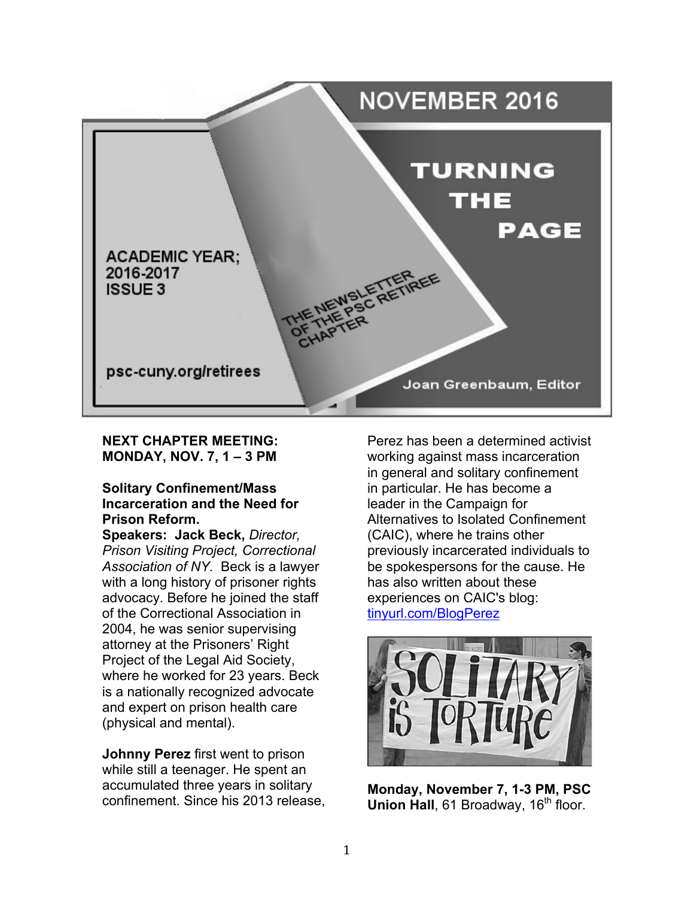# NOVEMBER 2016

# TURNING THE PAGE

THE NEWSLETTER OF THE PSC RETIREE CHAPTER

ACADEMIC YEAR; 2016-2017
ISSUE 3

psc-cuny.org/retirees

Joan Greenbaum, Editor

**NEXT CHAPTER MEETING: MONDAY, NOV. 7, 1 – 3 PM**

**Solitary Confinement/Mass Incarceration and the Need for Prison Reform.**

**Speakers: Jack Beck,** *Director, Prison Visiting Project, Correctional Association of NY.* Beck is a lawyer with a long history of prisoner rights advocacy. Before he joined the staff of the Correctional Association in 2004, he was senior supervising attorney at the Prisoners' Right Project of the Legal Aid Society, where he worked for 23 years. Beck is a nationally recognized advocate and expert on prison health care (physical and mental).

**Johnny Perez** first went to prison while still a teenager. He spent an accumulated three years in solitary confinement. Since his 2013 release, Perez has been a determined activist working against mass incarceration in general and solitary confinement in particular. He has become a leader in the Campaign for Alternatives to Isolated Confinement (CAIC), where he trains other previously incarcerated individuals to be spokespersons for the cause. He has also written about these experiences on CAIC's blog: tinyurl.com/BlogPerez

**Monday, November 7, 1-3 PM, PSC Union Hall**, 61 Broadway, 16th floor.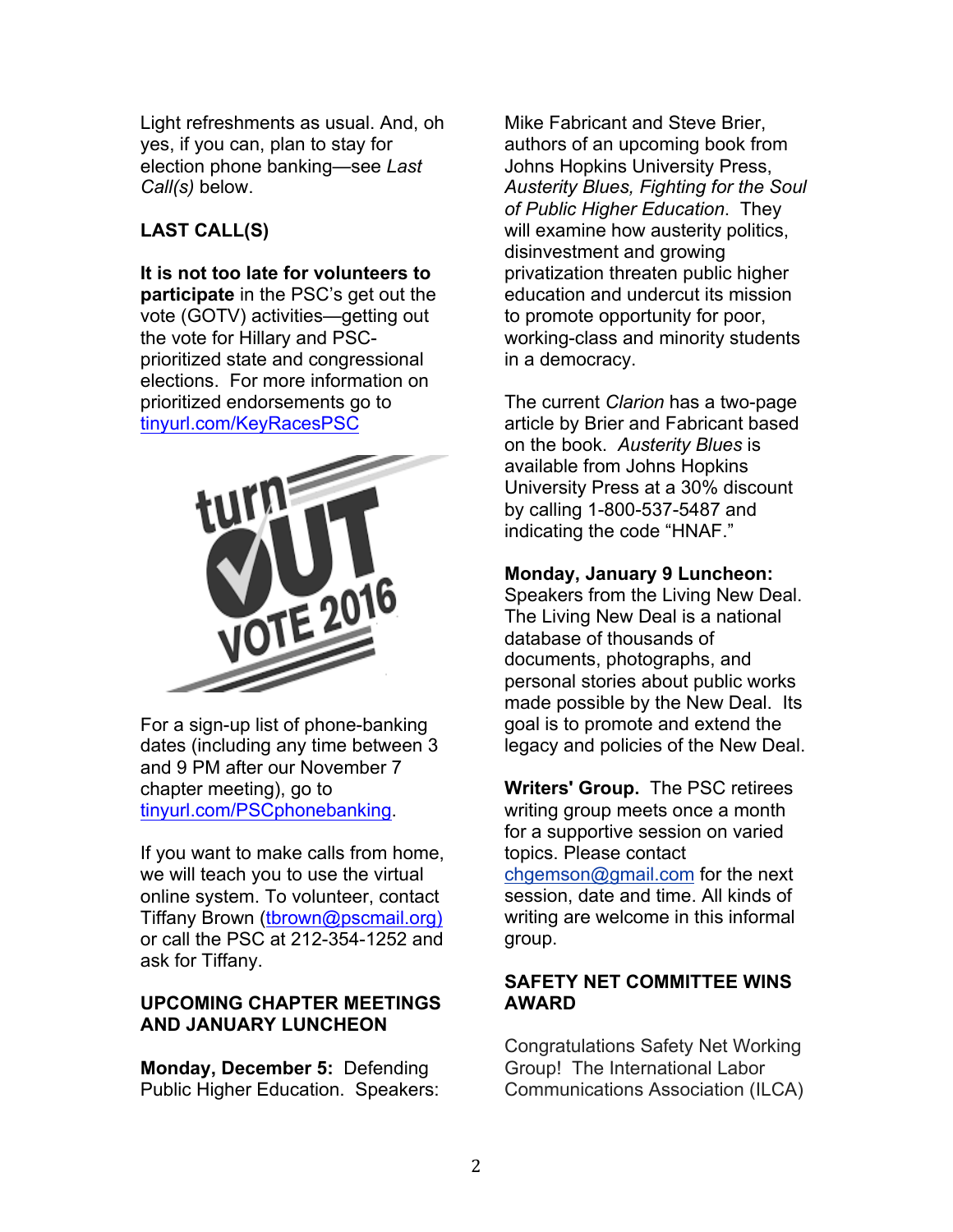Light refreshments as usual. And, oh yes, if you can, plan to stay for election phone banking—see *Last Call(s)* below.

## LAST CALL(S)

**It is not too late for volunteers to participate** in the PSC's get out the vote (GOTV) activities—getting out the vote for Hillary and PSC-prioritized state and congressional elections. For more information on prioritized endorsements go to tinyurl.com/KeyRacesPSC

For a sign-up list of phone-banking dates (including any time between 3 and 9 PM after our November 7 chapter meeting), go to tinyurl.com/PSCphonebanking.

If you want to make calls from home, we will teach you to use the virtual online system. To volunteer, contact Tiffany Brown (tbrown@pscmail.org) or call the PSC at 212-354-1252 and ask for Tiffany.

## UPCOMING CHAPTER MEETINGS AND JANUARY LUNCHEON

**Monday, December 5:** Defending Public Higher Education. Speakers: Mike Fabricant and Steve Brier, authors of an upcoming book from Johns Hopkins University Press, *Austerity Blues, Fighting for the Soul of Public Higher Education*. They will examine how austerity politics, disinvestment and growing privatization threaten public higher education and undercut its mission to promote opportunity for poor, working-class and minority students in a democracy.

The current *Clarion* has a two-page article by Brier and Fabricant based on the book. *Austerity Blues* is available from Johns Hopkins University Press at a 30% discount by calling 1-800-537-5487 and indicating the code "HNAF."

**Monday, January 9 Luncheon:** Speakers from the Living New Deal. The Living New Deal is a national database of thousands of documents, photographs, and personal stories about public works made possible by the New Deal. Its goal is to promote and extend the legacy and policies of the New Deal.

**Writers' Group.** The PSC retirees writing group meets once a month for a supportive session on varied topics. Please contact chgemson@gmail.com for the next session, date and time. All kinds of writing are welcome in this informal group.

## SAFETY NET COMMITTEE WINS AWARD

Congratulations Safety Net Working Group! The International Labor Communications Association (ILCA)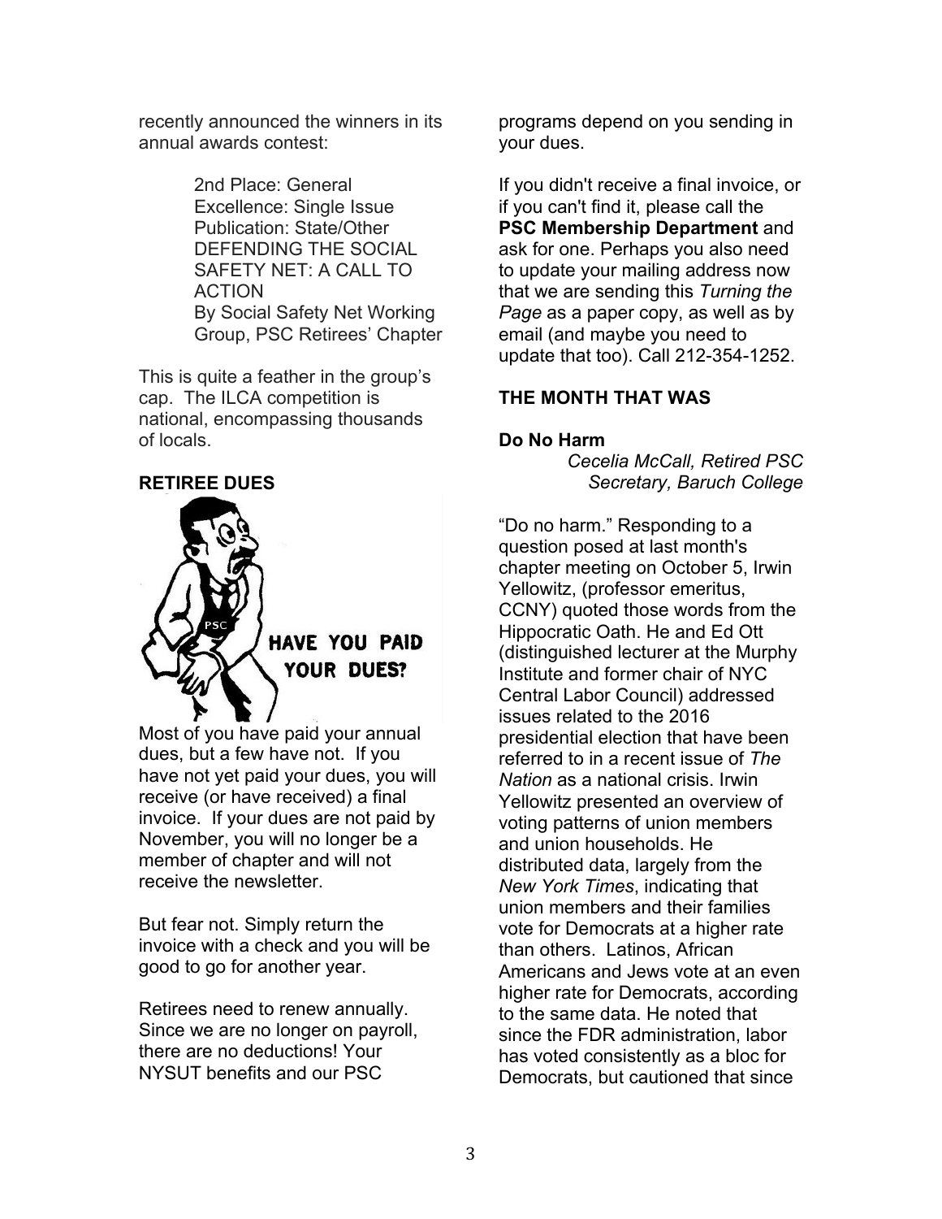recently announced the winners in its annual awards contest:

> 2nd Place: General Excellence: Single Issue Publication: State/Other
> DEFENDING THE SOCIAL SAFETY NET: A CALL TO ACTION
> By Social Safety Net Working Group, PSC Retirees' Chapter

This is quite a feather in the group's cap. The ILCA competition is national, encompassing thousands of locals.

**RETIREE DUES**

HAVE YOU PAID YOUR DUES?

Most of you have paid your annual dues, but a few have not. If you have not yet paid your dues, you will receive (or have received) a final invoice. If your dues are not paid by November, you will no longer be a member of chapter and will not receive the newsletter.

But fear not. Simply return the invoice with a check and you will be good to go for another year.

Retirees need to renew annually. Since we are no longer on payroll, there are no deductions! Your NYSUT benefits and our PSC programs depend on you sending in your dues.

If you didn't receive a final invoice, or if you can't find it, please call the **PSC Membership Department** and ask for one. Perhaps you also need to update your mailing address now that we are sending this *Turning the Page* as a paper copy, as well as by email (and maybe you need to update that too). Call 212-354-1252.

**THE MONTH THAT WAS**

**Do No Harm**

*Cecelia McCall, Retired PSC Secretary, Baruch College*

"Do no harm." Responding to a question posed at last month's chapter meeting on October 5, Irwin Yellowitz, (professor emeritus, CCNY) quoted those words from the Hippocratic Oath. He and Ed Ott (distinguished lecturer at the Murphy Institute and former chair of NYC Central Labor Council) addressed issues related to the 2016 presidential election that have been referred to in a recent issue of *The Nation* as a national crisis. Irwin Yellowitz presented an overview of voting patterns of union members and union households. He distributed data, largely from the *New York Times*, indicating that union members and their families vote for Democrats at a higher rate than others. Latinos, African Americans and Jews vote at an even higher rate for Democrats, according to the same data. He noted that since the FDR administration, labor has voted consistently as a bloc for Democrats, but cautioned that since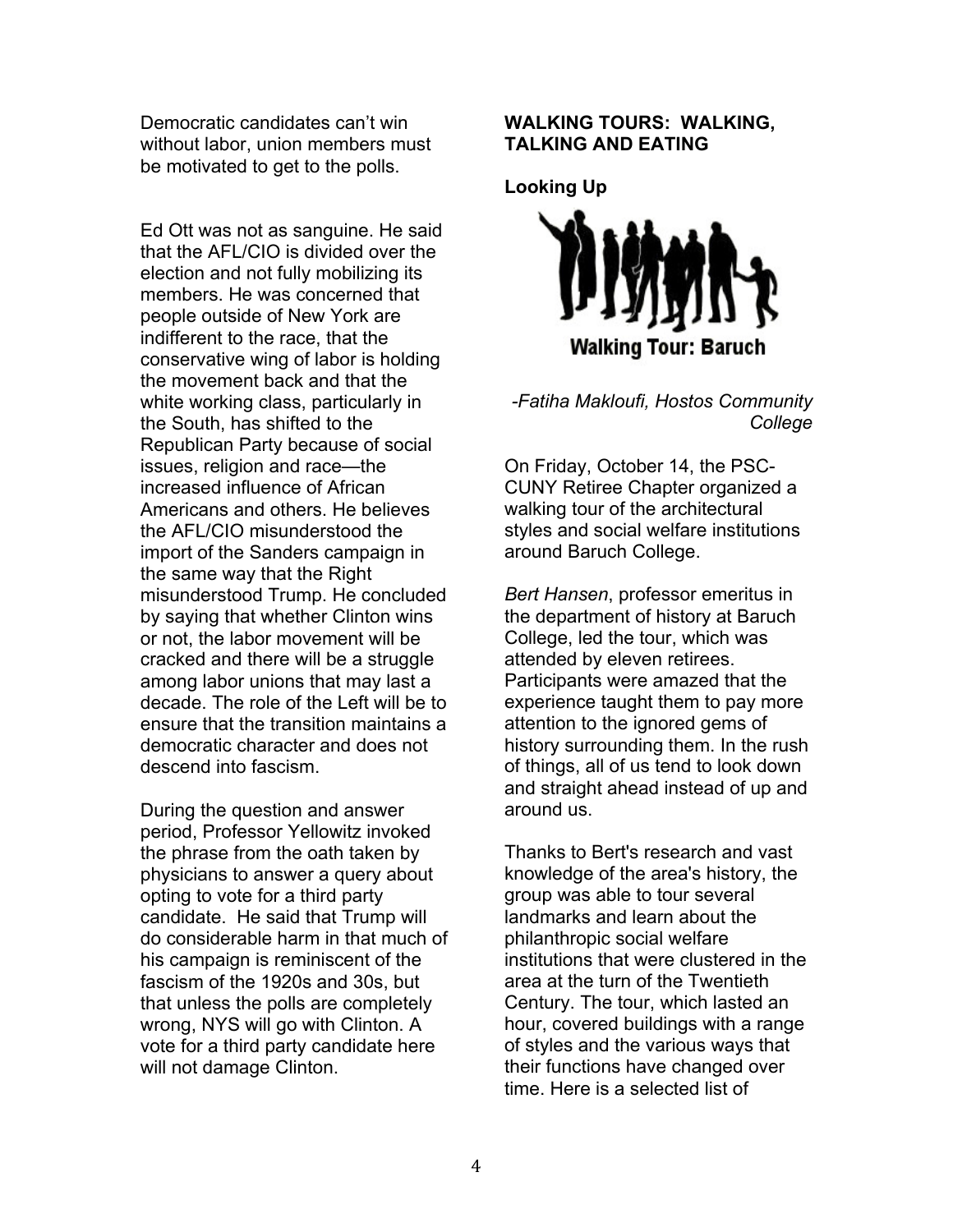Democratic candidates can't win without labor, union members must be motivated to get to the polls.

Ed Ott was not as sanguine. He said that the AFL/CIO is divided over the election and not fully mobilizing its members. He was concerned that people outside of New York are indifferent to the race, that the conservative wing of labor is holding the movement back and that the white working class, particularly in the South, has shifted to the Republican Party because of social issues, religion and race—the increased influence of African Americans and others. He believes the AFL/CIO misunderstood the import of the Sanders campaign in the same way that the Right misunderstood Trump. He concluded by saying that whether Clinton wins or not, the labor movement will be cracked and there will be a struggle among labor unions that may last a decade. The role of the Left will be to ensure that the transition maintains a democratic character and does not descend into fascism.

During the question and answer period, Professor Yellowitz invoked the phrase from the oath taken by physicians to answer a query about opting to vote for a third party candidate. He said that Trump will do considerable harm in that much of his campaign is reminiscent of the fascism of the 1920s and 30s, but that unless the polls are completely wrong, NYS will go with Clinton. A vote for a third party candidate here will not damage Clinton.

## WALKING TOURS: WALKING, TALKING AND EATING

### Looking Up

Walking Tour: Baruch

*-Fatiha Makloufi, Hostos Community College*

On Friday, October 14, the PSC-CUNY Retiree Chapter organized a walking tour of the architectural styles and social welfare institutions around Baruch College.

*Bert Hansen*, professor emeritus in the department of history at Baruch College, led the tour, which was attended by eleven retirees. Participants were amazed that the experience taught them to pay more attention to the ignored gems of history surrounding them. In the rush of things, all of us tend to look down and straight ahead instead of up and around us.

Thanks to Bert's research and vast knowledge of the area's history, the group was able to tour several landmarks and learn about the philanthropic social welfare institutions that were clustered in the area at the turn of the Twentieth Century. The tour, which lasted an hour, covered buildings with a range of styles and the various ways that their functions have changed over time. Here is a selected list of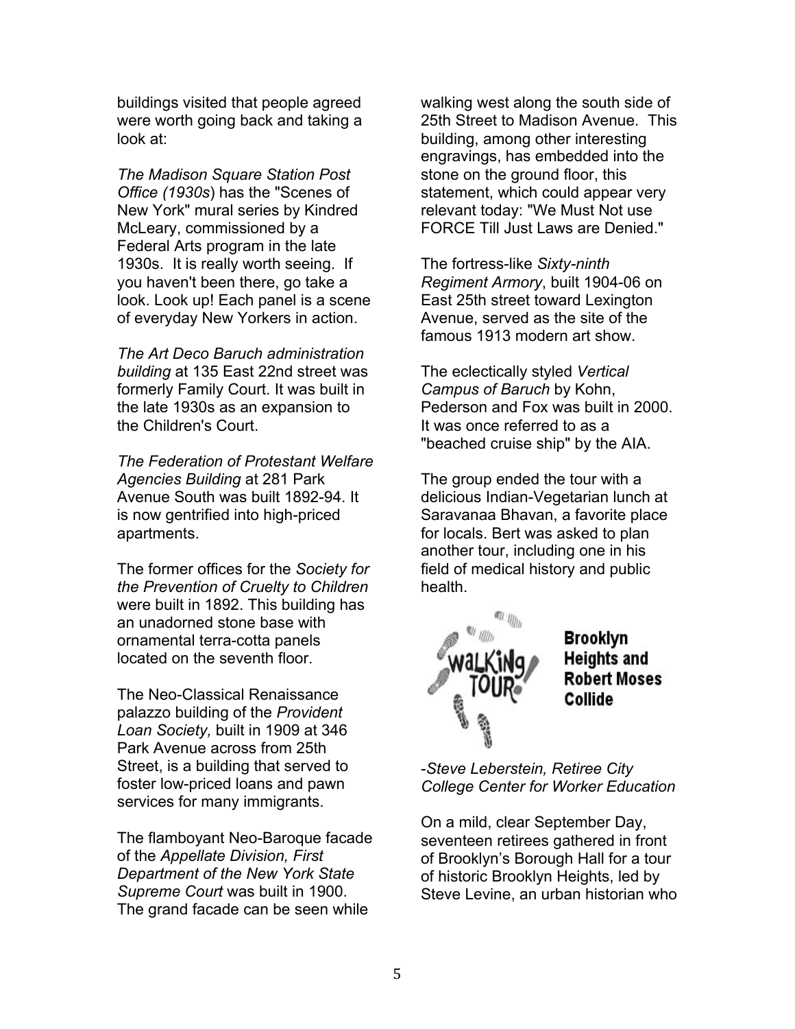buildings visited that people agreed were worth going back and taking a look at:

*The Madison Square Station Post Office (1930s*) has the "Scenes of New York" mural series by Kindred McLeary, commissioned by a Federal Arts program in the late 1930s. It is really worth seeing. If you haven't been there, go take a look. Look up! Each panel is a scene of everyday New Yorkers in action.

*The Art Deco Baruch administration building* at 135 East 22nd street was formerly Family Court. It was built in the late 1930s as an expansion to the Children's Court.

*The Federation of Protestant Welfare Agencies Building* at 281 Park Avenue South was built 1892-94. It is now gentrified into high-priced apartments.

The former offices for the *Society for the Prevention of Cruelty to Children* were built in 1892. This building has an unadorned stone base with ornamental terra-cotta panels located on the seventh floor.

The Neo-Classical Renaissance palazzo building of the *Provident Loan Society,* built in 1909 at 346 Park Avenue across from 25th Street, is a building that served to foster low-priced loans and pawn services for many immigrants.

The flamboyant Neo-Baroque facade of the *Appellate Division, First Department of the New York State Supreme Court* was built in 1900. The grand facade can be seen while walking west along the south side of 25th Street to Madison Avenue. This building, among other interesting engravings, has embedded into the stone on the ground floor, this statement, which could appear very relevant today: "We Must Not use FORCE Till Just Laws are Denied."

The fortress-like *Sixty-ninth Regiment Armory*, built 1904-06 on East 25th street toward Lexington Avenue, served as the site of the famous 1913 modern art show.

The eclectically styled *Vertical Campus of Baruch* by Kohn, Pederson and Fox was built in 2000. It was once referred to as a "beached cruise ship" by the AIA.

The group ended the tour with a delicious Indian-Vegetarian lunch at Saravanaa Bhavan, a favorite place for locals. Bert was asked to plan another tour, including one in his field of medical history and public health.

## Brooklyn Heights and Robert Moses Collide

*-Steve Leberstein, Retiree City College Center for Worker Education*

On a mild, clear September Day, seventeen retirees gathered in front of Brooklyn's Borough Hall for a tour of historic Brooklyn Heights, led by Steve Levine, an urban historian who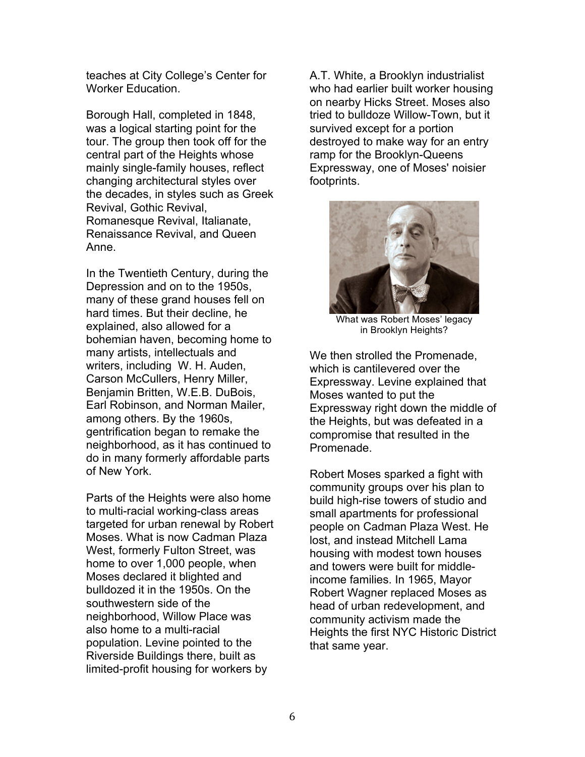teaches at City College's Center for Worker Education.

Borough Hall, completed in 1848, was a logical starting point for the tour. The group then took off for the central part of the Heights whose mainly single-family houses, reflect changing architectural styles over the decades, in styles such as Greek Revival, Gothic Revival, Romanesque Revival, Italianate, Renaissance Revival, and Queen Anne.

In the Twentieth Century, during the Depression and on to the 1950s, many of these grand houses fell on hard times. But their decline, he explained, also allowed for a bohemian haven, becoming home to many artists, intellectuals and writers, including W. H. Auden, Carson McCullers, Henry Miller, Benjamin Britten, W.E.B. DuBois, Earl Robinson, and Norman Mailer, among others. By the 1960s, gentrification began to remake the neighborhood, as it has continued to do in many formerly affordable parts of New York.

Parts of the Heights were also home to multi-racial working-class areas targeted for urban renewal by Robert Moses. What is now Cadman Plaza West, formerly Fulton Street, was home to over 1,000 people, when Moses declared it blighted and bulldozed it in the 1950s. On the southwestern side of the neighborhood, Willow Place was also home to a multi-racial population. Levine pointed to the Riverside Buildings there, built as limited-profit housing for workers by A.T. White, a Brooklyn industrialist who had earlier built worker housing on nearby Hicks Street. Moses also tried to bulldoze Willow-Town, but it survived except for a portion destroyed to make way for an entry ramp for the Brooklyn-Queens Expressway, one of Moses' noisier footprints.

What was Robert Moses' legacy in Brooklyn Heights?

We then strolled the Promenade, which is cantilevered over the Expressway. Levine explained that Moses wanted to put the Expressway right down the middle of the Heights, but was defeated in a compromise that resulted in the Promenade.

Robert Moses sparked a fight with community groups over his plan to build high-rise towers of studio and small apartments for professional people on Cadman Plaza West. He lost, and instead Mitchell Lama housing with modest town houses and towers were built for middle-income families. In 1965, Mayor Robert Wagner replaced Moses as head of urban redevelopment, and community activism made the Heights the first NYC Historic District that same year.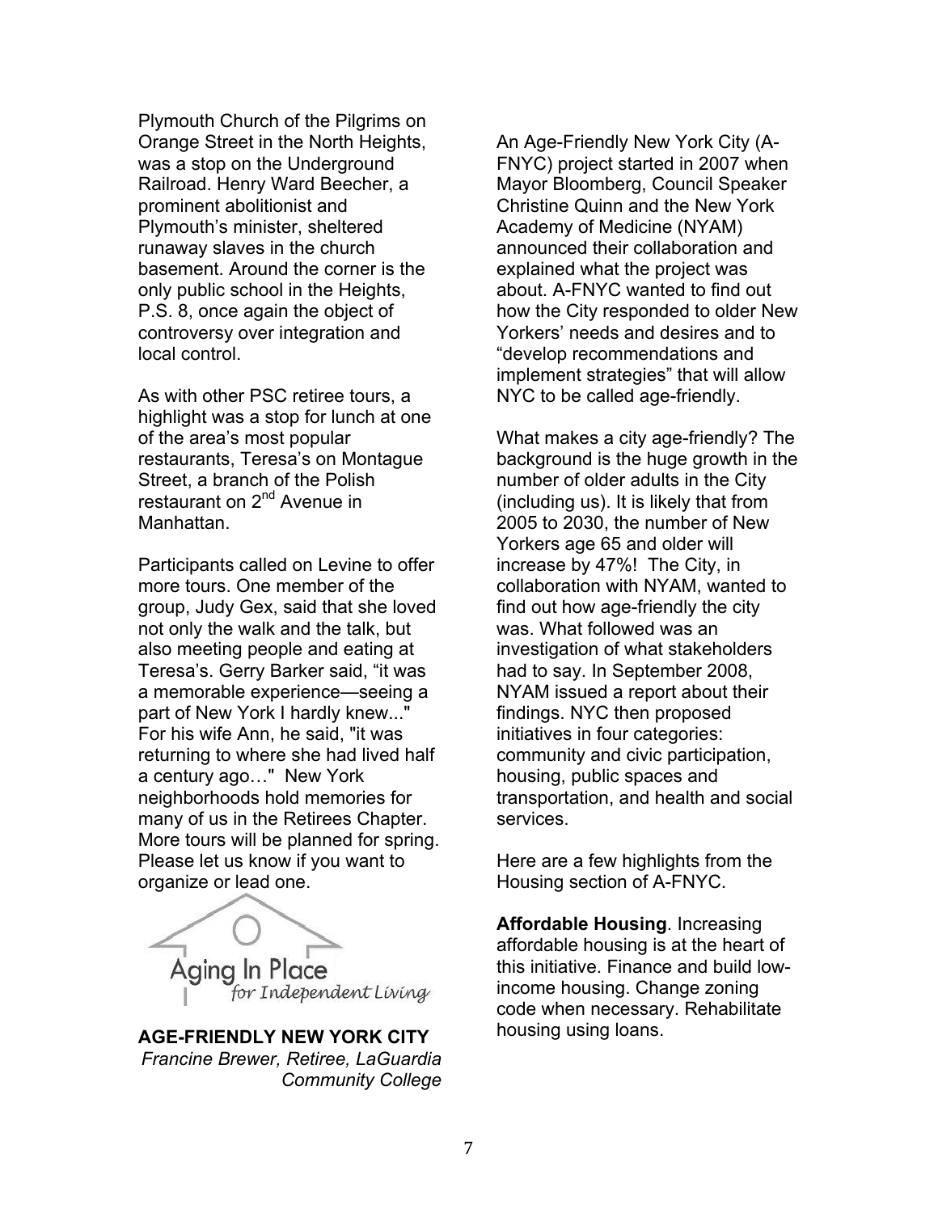Plymouth Church of the Pilgrims on Orange Street in the North Heights, was a stop on the Underground Railroad. Henry Ward Beecher, a prominent abolitionist and Plymouth's minister, sheltered runaway slaves in the church basement. Around the corner is the only public school in the Heights, P.S. 8, once again the object of controversy over integration and local control.

As with other PSC retiree tours, a highlight was a stop for lunch at one of the area's most popular restaurants, Teresa's on Montague Street, a branch of the Polish restaurant on 2nd Avenue in Manhattan.

Participants called on Levine to offer more tours. One member of the group, Judy Gex, said that she loved not only the walk and the talk, but also meeting people and eating at Teresa's. Gerry Barker said, "it was a memorable experience—seeing a part of New York I hardly knew..." For his wife Ann, he said, "it was returning to where she had lived half a century ago…" New York neighborhoods hold memories for many of us in the Retirees Chapter. More tours will be planned for spring. Please let us know if you want to organize or lead one.

Aging In Place
*for Independent Living*

**AGE-FRIENDLY NEW YORK CITY**

*Francine Brewer, Retiree, LaGuardia Community College*

An Age-Friendly New York City (A-FNYC) project started in 2007 when Mayor Bloomberg, Council Speaker Christine Quinn and the New York Academy of Medicine (NYAM) announced their collaboration and explained what the project was about. A-FNYC wanted to find out how the City responded to older New Yorkers' needs and desires and to "develop recommendations and implement strategies" that will allow NYC to be called age-friendly.

What makes a city age-friendly? The background is the huge growth in the number of older adults in the City (including us). It is likely that from 2005 to 2030, the number of New Yorkers age 65 and older will increase by 47%! The City, in collaboration with NYAM, wanted to find out how age-friendly the city was. What followed was an investigation of what stakeholders had to say. In September 2008, NYAM issued a report about their findings. NYC then proposed initiatives in four categories: community and civic participation, housing, public spaces and transportation, and health and social services.

Here are a few highlights from the Housing section of A-FNYC.

**Affordable Housing**. Increasing affordable housing is at the heart of this initiative. Finance and build low-income housing. Change zoning code when necessary. Rehabilitate housing using loans.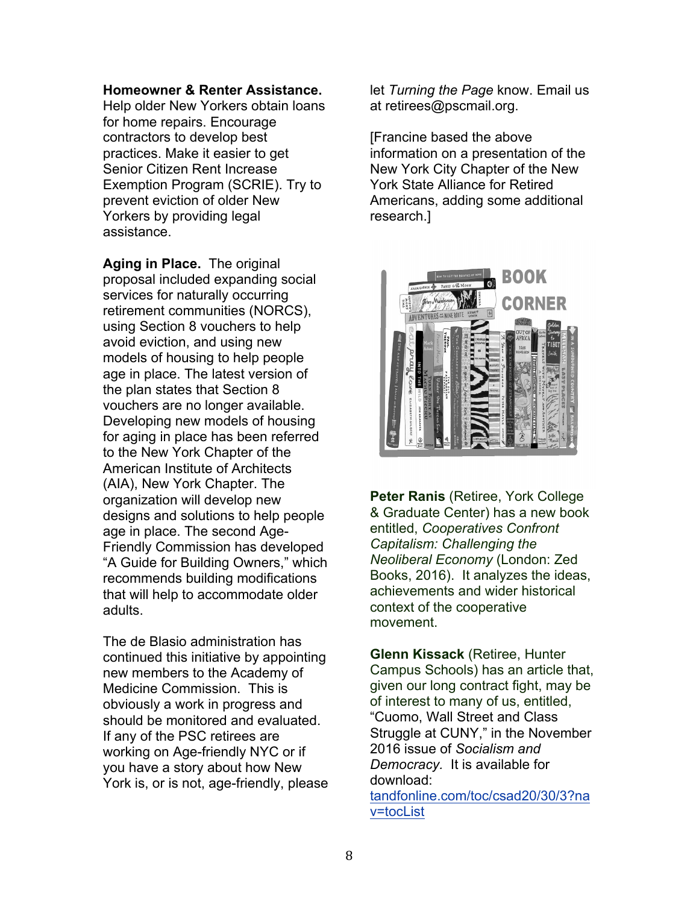**Homeowner & Renter Assistance.** Help older New Yorkers obtain loans for home repairs. Encourage contractors to develop best practices. Make it easier to get Senior Citizen Rent Increase Exemption Program (SCRIE). Try to prevent eviction of older New Yorkers by providing legal assistance.

**Aging in Place.** The original proposal included expanding social services for naturally occurring retirement communities (NORCS), using Section 8 vouchers to help avoid eviction, and using new models of housing to help people age in place. The latest version of the plan states that Section 8 vouchers are no longer available. Developing new models of housing for aging in place has been referred to the New York Chapter of the American Institute of Architects (AIA), New York Chapter. The organization will develop new designs and solutions to help people age in place. The second Age-Friendly Commission has developed "A Guide for Building Owners," which recommends building modifications that will help to accommodate older adults.

The de Blasio administration has continued this initiative by appointing new members to the Academy of Medicine Commission. This is obviously a work in progress and should be monitored and evaluated. If any of the PSC retirees are working on Age-friendly NYC or if you have a story about how New York is, or is not, age-friendly, please let *Turning the Page* know. Email us at retirees@pscmail.org.

[Francine based the above information on a presentation of the New York City Chapter of the New York State Alliance for Retired Americans, adding some additional research.]

## BOOK CORNER

**Peter Ranis** (Retiree, York College & Graduate Center) has a new book entitled, *Cooperatives Confront Capitalism: Challenging the Neoliberal Economy* (London: Zed Books, 2016). It analyzes the ideas, achievements and wider historical context of the cooperative movement.

**Glenn Kissack** (Retiree, Hunter Campus Schools) has an article that, given our long contract fight, may be of interest to many of us, entitled, "Cuomo, Wall Street and Class Struggle at CUNY," in the November 2016 issue of *Socialism and Democracy.* It is available for download: tandfonline.com/toc/csad20/30/3?nav=tocList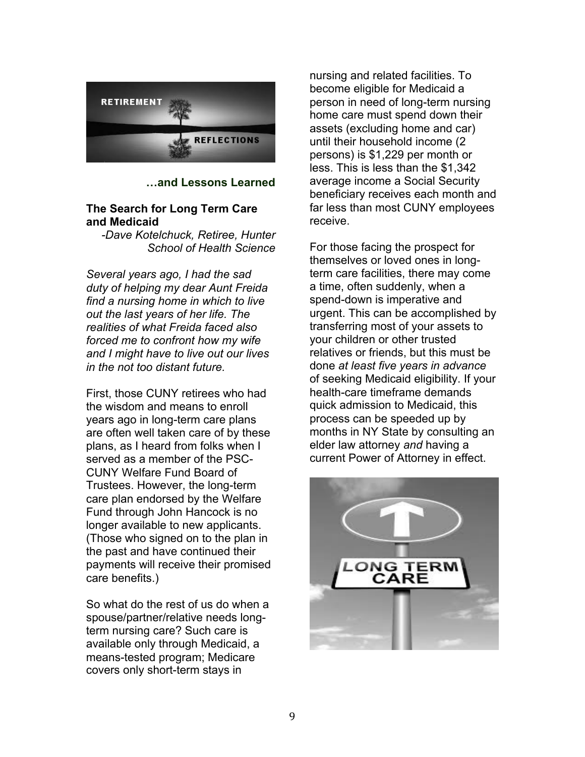…and Lessons Learned

## The Search for Long Term Care and Medicaid

*-Dave Kotelchuck, Retiree, Hunter School of Health Science*

*Several years ago, I had the sad duty of helping my dear Aunt Freida find a nursing home in which to live out the last years of her life. The realities of what Freida faced also forced me to confront how my wife and I might have to live out our lives in the not too distant future.*

First, those CUNY retirees who had the wisdom and means to enroll years ago in long-term care plans are often well taken care of by these plans, as I heard from folks when I served as a member of the PSC-CUNY Welfare Fund Board of Trustees. However, the long-term care plan endorsed by the Welfare Fund through John Hancock is no longer available to new applicants. (Those who signed on to the plan in the past and have continued their payments will receive their promised care benefits.)

So what do the rest of us do when a spouse/partner/relative needs long-term nursing care? Such care is available only through Medicaid, a means-tested program; Medicare covers only short-term stays in nursing and related facilities. To become eligible for Medicaid a person in need of long-term nursing home care must spend down their assets (excluding home and car) until their household income (2 persons) is $1,229 per month or less. This is less than the $1,342 average income a Social Security beneficiary receives each month and far less than most CUNY employees receive.

For those facing the prospect for themselves or loved ones in long-term care facilities, there may come a time, often suddenly, when a spend-down is imperative and urgent. This can be accomplished by transferring most of your assets to your children or other trusted relatives or friends, but this must be done *at least five years in advance* of seeking Medicaid eligibility. If your health-care timeframe demands quick admission to Medicaid, this process can be speeded up by months in NY State by consulting an elder law attorney *and* having a current Power of Attorney in effect.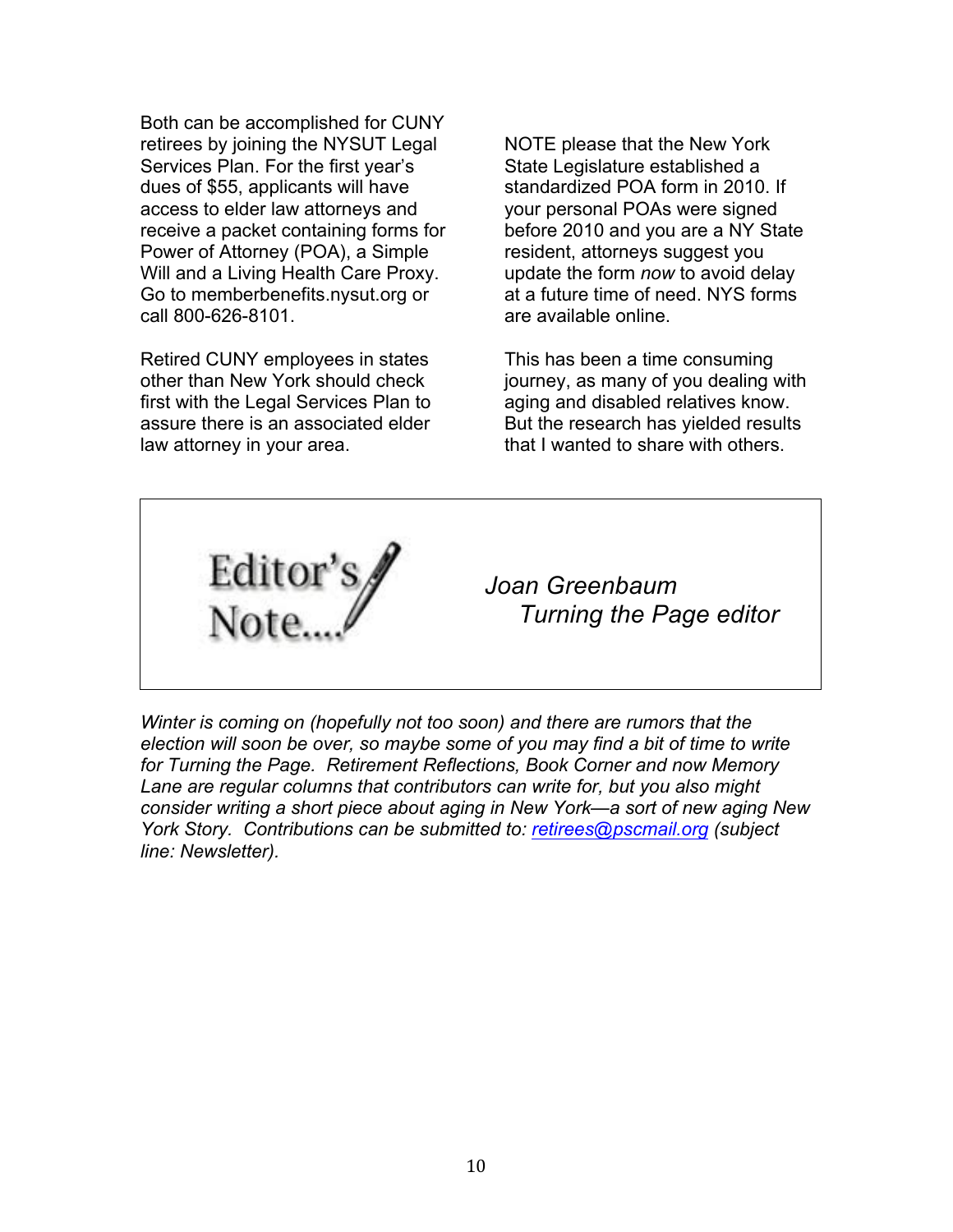Both can be accomplished for CUNY retirees by joining the NYSUT Legal Services Plan. For the first year's dues of $55, applicants will have access to elder law attorneys and receive a packet containing forms for Power of Attorney (POA), a Simple Will and a Living Health Care Proxy. Go to memberbenefits.nysut.org or call 800-626-8101.

Retired CUNY employees in states other than New York should check first with the Legal Services Plan to assure there is an associated elder law attorney in your area.

NOTE please that the New York State Legislature established a standardized POA form in 2010. If your personal POAs were signed before 2010 and you are a NY State resident, attorneys suggest you update the form *now* to avoid delay at a future time of need. NYS forms are available online.

This has been a time consuming journey, as many of you dealing with aging and disabled relatives know. But the research has yielded results that I wanted to share with others.

## Editor's Note...

*Joan Greenbaum*
*Turning the Page editor*

*Winter is coming on (hopefully not too soon) and there are rumors that the election will soon be over, so maybe some of you may find a bit of time to write for Turning the Page. Retirement Reflections, Book Corner and now Memory Lane are regular columns that contributors can write for, but you also might consider writing a short piece about aging in New York—a sort of new aging New York Story. Contributions can be submitted to: [retirees@pscmail.org](mailto:retirees@pscmail.org) (subject line: Newsletter).*